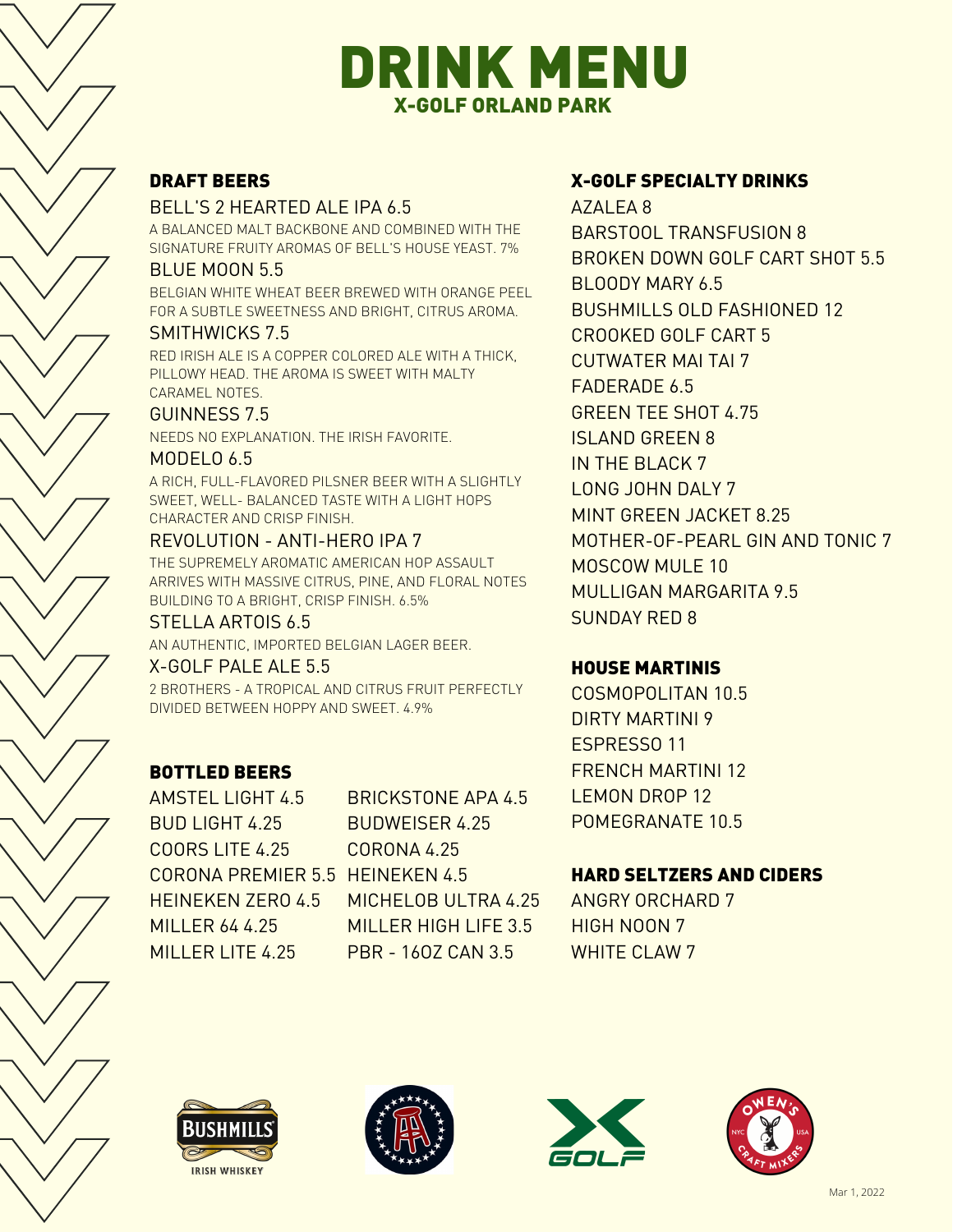# DRINK MENU

## X-GOLF ORLAND PARK

### DRAFT BEERS

BELL'S 2 HEARTED ALE IPA 6.5
A BALANCED MALT BACKBONE AND COMBINED WITH THE SIGNATURE FRUITY AROMAS OF BELL'S HOUSE YEAST. 7%

BLUE MOON 5.5
BELGIAN WHITE WHEAT BEER BREWED WITH ORANGE PEEL FOR A SUBTLE SWEETNESS AND BRIGHT, CITRUS AROMA.

SMITHWICKS 7.5
RED IRISH ALE IS A COPPER COLORED ALE WITH A THICK, PILLOWY HEAD. THE AROMA IS SWEET WITH MALTY CARAMEL NOTES.

GUINNESS 7.5
NEEDS NO EXPLANATION. THE IRISH FAVORITE.

MODELO 6.5
A RICH, FULL-FLAVORED PILSNER BEER WITH A SLIGHTLY SWEET, WELL- BALANCED TASTE WITH A LIGHT HOPS CHARACTER AND CRISP FINISH.

REVOLUTION - ANTI-HERO IPA 7
THE SUPREMELY AROMATIC AMERICAN HOP ASSAULT ARRIVES WITH MASSIVE CITRUS, PINE, AND FLORAL NOTES BUILDING TO A BRIGHT, CRISP FINISH. 6.5%

STELLA ARTOIS 6.5
AN AUTHENTIC, IMPORTED BELGIAN LAGER BEER.

X-GOLF PALE ALE 5.5
2 BROTHERS - A TROPICAL AND CITRUS FRUIT PERFECTLY DIVIDED BETWEEN HOPPY AND SWEET. 4.9%

### BOTTLED BEERS

AMSTEL LIGHT 4.5
BUD LIGHT 4.25
COORS LITE 4.25
CORONA PREMIER 5.5
HEINEKEN ZERO 4.5
MILLER 64 4.25
MILLER LITE 4.25
BRICKSTONE APA 4.5
BUDWEISER 4.25
CORONA 4.25
HEINEKEN 4.5
MICHELOB ULTRA 4.25
MILLER HIGH LIFE 3.5
PBR - 16OZ CAN 3.5

### X-GOLF SPECIALTY DRINKS

AZALEA 8
BARSTOOL TRANSFUSION 8
BROKEN DOWN GOLF CART SHOT 5.5
BLOODY MARY 6.5
BUSHMILLS OLD FASHIONED 12
CROOKED GOLF CART 5
CUTWATER MAI TAI 7
FADERADE 6.5
GREEN TEE SHOT 4.75
ISLAND GREEN 8
IN THE BLACK 7
LONG JOHN DALY 7
MINT GREEN JACKET 8.25
MOTHER-OF-PEARL GIN AND TONIC 7
MOSCOW MULE 10
MULLIGAN MARGARITA 9.5
SUNDAY RED 8

### HOUSE MARTINIS

COSMOPOLITAN 10.5
DIRTY MARTINI 9
ESPRESSO 11
FRENCH MARTINI 12
LEMON DROP 12
POMEGRANATE 10.5

### HARD SELTZERS AND CIDERS

ANGRY ORCHARD 7
HIGH NOON 7
WHITE CLAW 7

Mar 1, 2022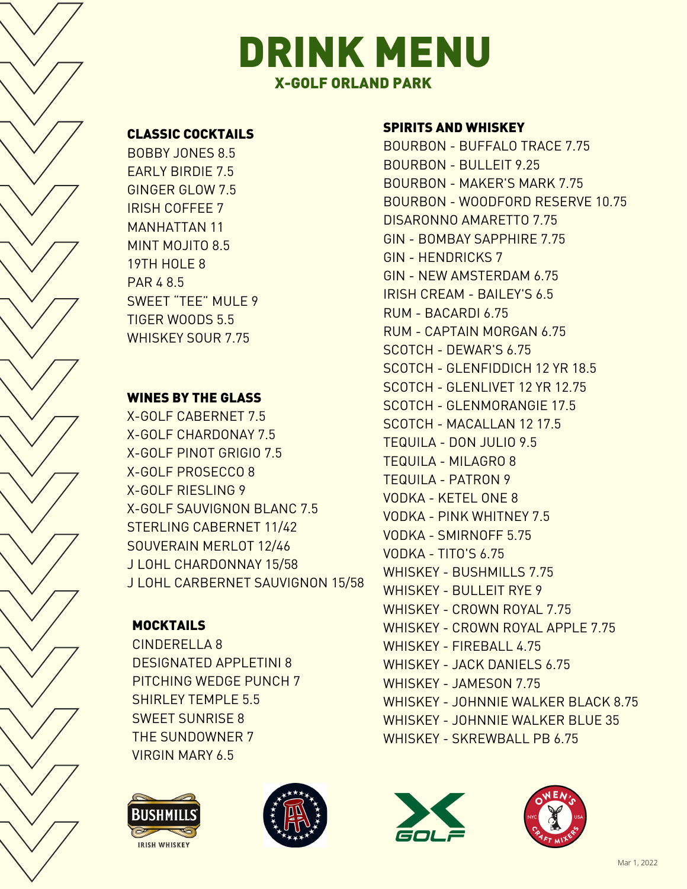# DRINK MENU

## X-GOLF ORLAND PARK

### CLASSIC COCKTAILS

BOBBY JONES 8.5
EARLY BIRDIE 7.5
GINGER GLOW 7.5
IRISH COFFEE 7
MANHATTAN 11
MINT MOJITO 8.5
19TH HOLE 8
PAR 4 8.5
SWEET "TEE" MULE 9
TIGER WOODS 5.5
WHISKEY SOUR 7.75

### WINES BY THE GLASS

X-GOLF CABERNET 7.5
X-GOLF CHARDONAY 7.5
X-GOLF PINOT GRIGIO 7.5
X-GOLF PROSECCO 8
X-GOLF RIESLING 9
X-GOLF SAUVIGNON BLANC 7.5
STERLING CABERNET 11/42
SOUVERAIN MERLOT 12/46
J LOHL CHARDONNAY 15/58
J LOHL CARBERNET SAUVIGNON 15/58

### MOCKTAILS

CINDERELLA 8
DESIGNATED APPLETINI 8
PITCHING WEDGE PUNCH 7
SHIRLEY TEMPLE 5.5
SWEET SUNRISE 8
THE SUNDOWNER 7
VIRGIN MARY 6.5

### SPIRITS AND WHISKEY

BOURBON - BUFFALO TRACE 7.75
BOURBON - BULLEIT 9.25
BOURBON - MAKER'S MARK 7.75
BOURBON - WOODFORD RESERVE 10.75
DISARONNO AMARETTO 7.75
GIN - BOMBAY SAPPHIRE 7.75
GIN - HENDRICKS 7
GIN - NEW AMSTERDAM 6.75
IRISH CREAM - BAILEY'S 6.5
RUM - BACARDI 6.75
RUM - CAPTAIN MORGAN 6.75
SCOTCH - DEWAR'S 6.75
SCOTCH - GLENFIDDICH 12 YR 18.5
SCOTCH - GLENLIVET 12 YR 12.75
SCOTCH - GLENMORANGIE 17.5
SCOTCH - MACALLAN 12 17.5
TEQUILA - DON JULIO 9.5
TEQUILA - MILAGRO 8
TEQUILA - PATRON 9
VODKA - KETEL ONE 8
VODKA - PINK WHITNEY 7.5
VODKA - SMIRNOFF 5.75
VODKA - TITO'S 6.75
WHISKEY - BUSHMILLS 7.75
WHISKEY - BULLEIT RYE 9
WHISKEY - CROWN ROYAL 7.75
WHISKEY - CROWN ROYAL APPLE 7.75
WHISKEY - FIREBALL 4.75
WHISKEY - JACK DANIELS 6.75
WHISKEY - JAMESON 7.75
WHISKEY - JOHNNIE WALKER BLACK 8.75
WHISKEY - JOHNNIE WALKER BLUE 35
WHISKEY - SKREWBALL PB 6.75

BUSHMILLS IRISH WHISKEY

X GOLF

OWEN'S NYC USA CRAFT MIXERS

Mar 1, 2022